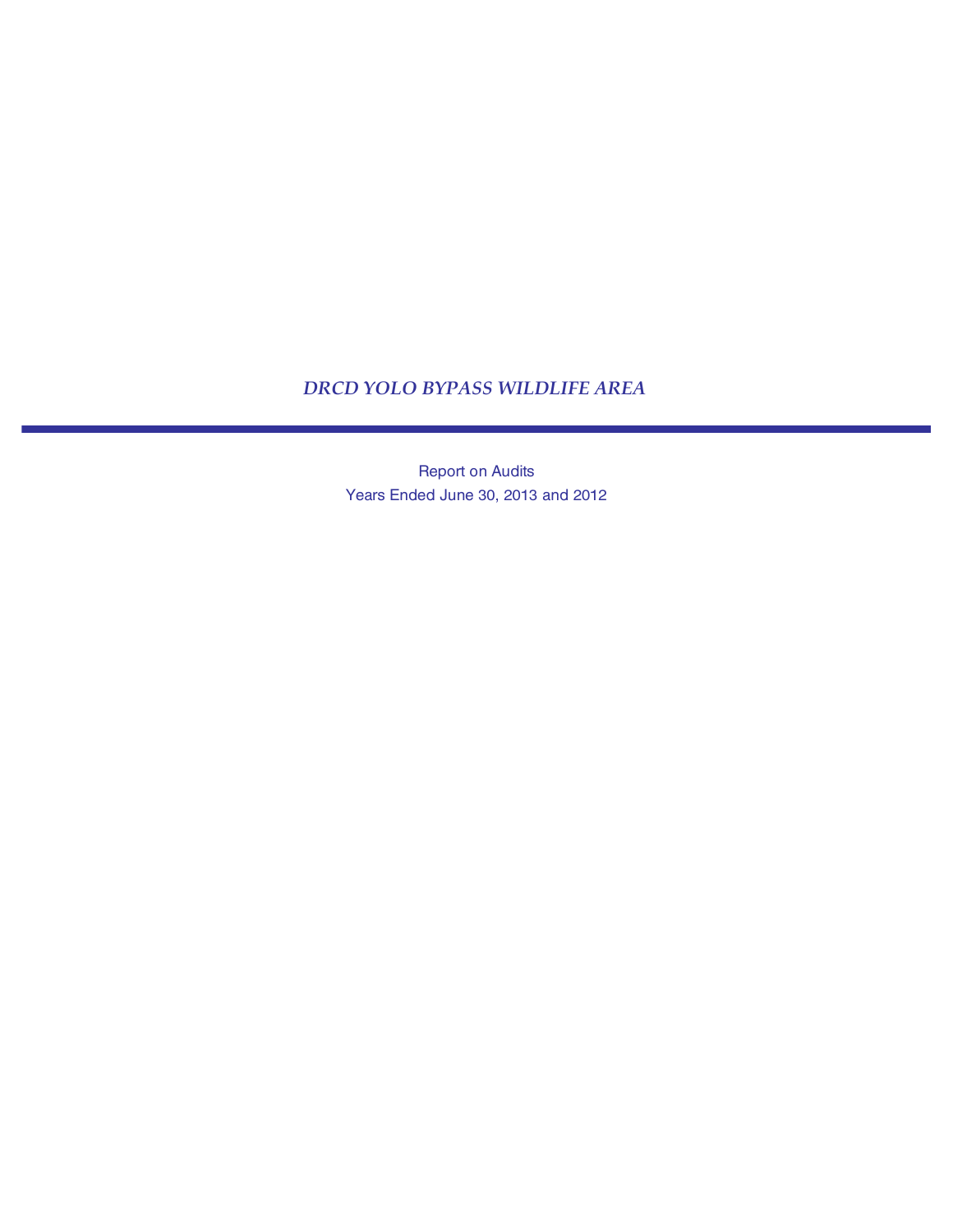# *DRCD YOLO BYPASS WILDLIFE AREA*

Report on Audits

Years Ended June 30, 2013 and 2012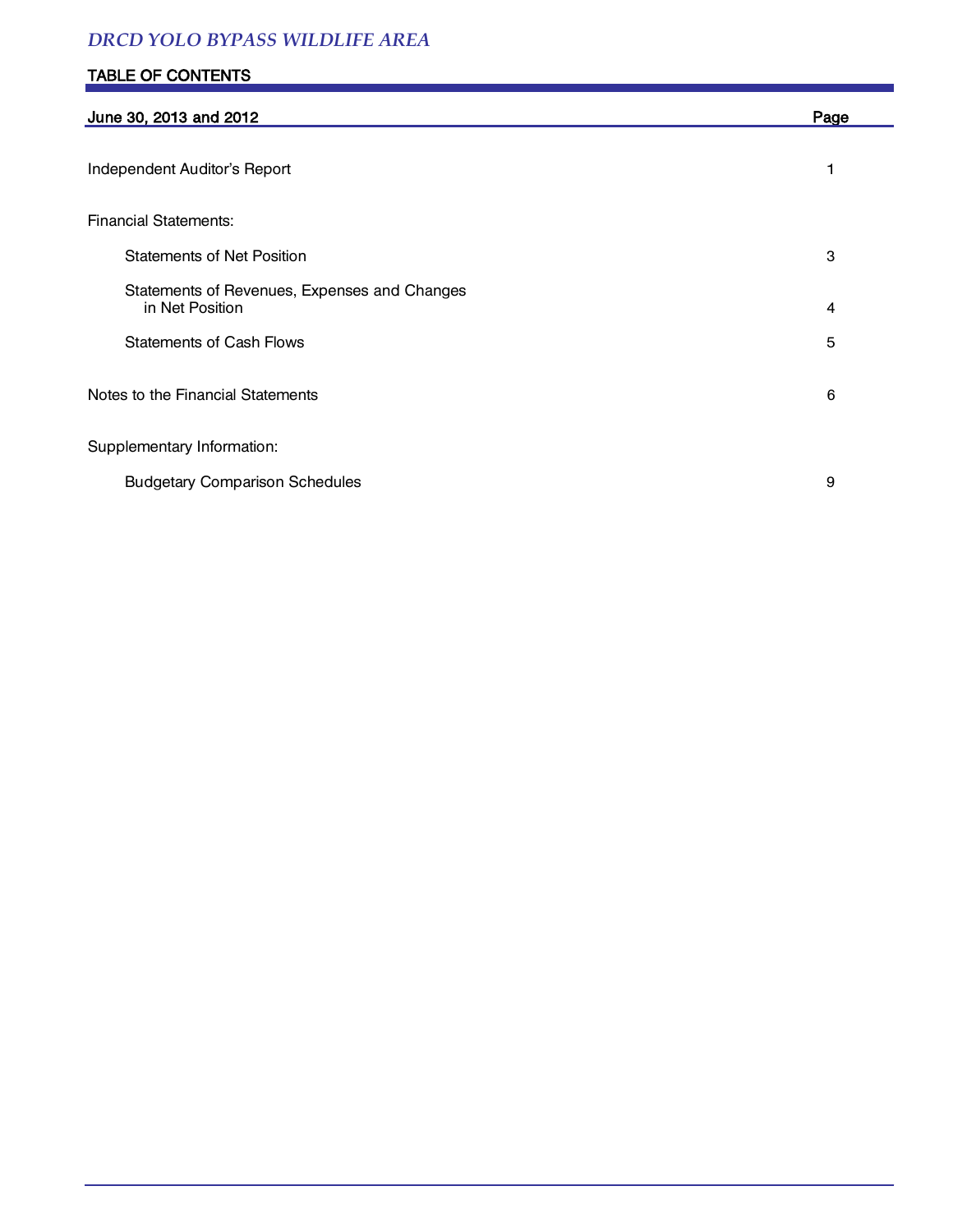*DRCD YOLO BYPASS WILDLIFE AREA*

## TABLE OF CONTENTS

| June 30, 2013 and 2012 | Page |
|---|---|
| Independent Auditor's Report | 1 |
| Financial Statements: | |
| Statements of Net Position | 3 |
| Statements of Revenues, Expenses and Changes in Net Position | 4 |
| Statements of Cash Flows | 5 |
| Notes to the Financial Statements | 6 |
| Supplementary Information: | |
| Budgetary Comparison Schedules | 9 |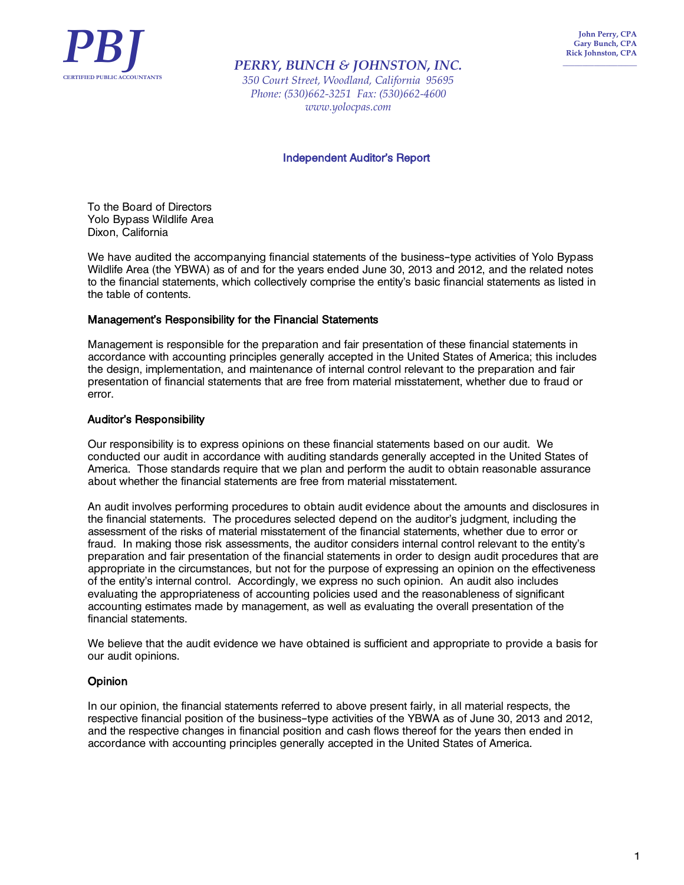**PBJ**
CERTIFIED PUBLIC ACCOUNTANTS

*PERRY, BUNCH & JOHNSTON, INC.*
*350 Court Street, Woodland, California 95695*
*Phone: (530)662-3251 Fax: (530)662-4600*
*www.yolocpas.com*

John Perry, CPA
Gary Bunch, CPA
Rick Johnston, CPA

## Independent Auditor's Report

To the Board of Directors
Yolo Bypass Wildlife Area
Dixon, California

We have audited the accompanying financial statements of the business-type activities of Yolo Bypass Wildlife Area (the YBWA) as of and for the years ended June 30, 2013 and 2012, and the related notes to the financial statements, which collectively comprise the entity's basic financial statements as listed in the table of contents.

### Management's Responsibility for the Financial Statements

Management is responsible for the preparation and fair presentation of these financial statements in accordance with accounting principles generally accepted in the United States of America; this includes the design, implementation, and maintenance of internal control relevant to the preparation and fair presentation of financial statements that are free from material misstatement, whether due to fraud or error.

### Auditor's Responsibility

Our responsibility is to express opinions on these financial statements based on our audit. We conducted our audit in accordance with auditing standards generally accepted in the United States of America. Those standards require that we plan and perform the audit to obtain reasonable assurance about whether the financial statements are free from material misstatement.

An audit involves performing procedures to obtain audit evidence about the amounts and disclosures in the financial statements. The procedures selected depend on the auditor's judgment, including the assessment of the risks of material misstatement of the financial statements, whether due to error or fraud. In making those risk assessments, the auditor considers internal control relevant to the entity's preparation and fair presentation of the financial statements in order to design audit procedures that are appropriate in the circumstances, but not for the purpose of expressing an opinion on the effectiveness of the entity's internal control. Accordingly, we express no such opinion. An audit also includes evaluating the appropriateness of accounting policies used and the reasonableness of significant accounting estimates made by management, as well as evaluating the overall presentation of the financial statements.

We believe that the audit evidence we have obtained is sufficient and appropriate to provide a basis for our audit opinions.

### Opinion

In our opinion, the financial statements referred to above present fairly, in all material respects, the respective financial position of the business-type activities of the YBWA as of June 30, 2013 and 2012, and the respective changes in financial position and cash flows thereof for the years then ended in accordance with accounting principles generally accepted in the United States of America.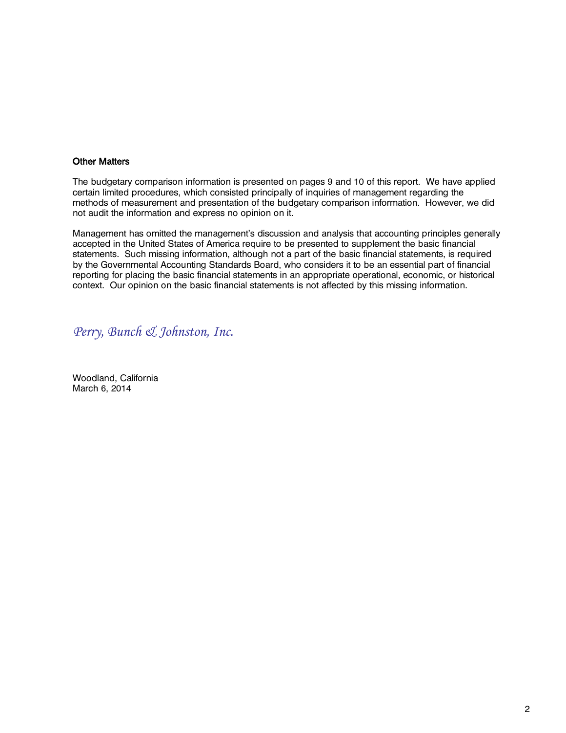### Other Matters

The budgetary comparison information is presented on pages 9 and 10 of this report. We have applied certain limited procedures, which consisted principally of inquiries of management regarding the methods of measurement and presentation of the budgetary comparison information. However, we did not audit the information and express no opinion on it.

Management has omitted the management's discussion and analysis that accounting principles generally accepted in the United States of America require to be presented to supplement the basic financial statements. Such missing information, although not a part of the basic financial statements, is required by the Governmental Accounting Standards Board, who considers it to be an essential part of financial reporting for placing the basic financial statements in an appropriate operational, economic, or historical context. Our opinion on the basic financial statements is not affected by this missing information.

*Perry, Bunch & Johnston, Inc.*

Woodland, California
March 6, 2014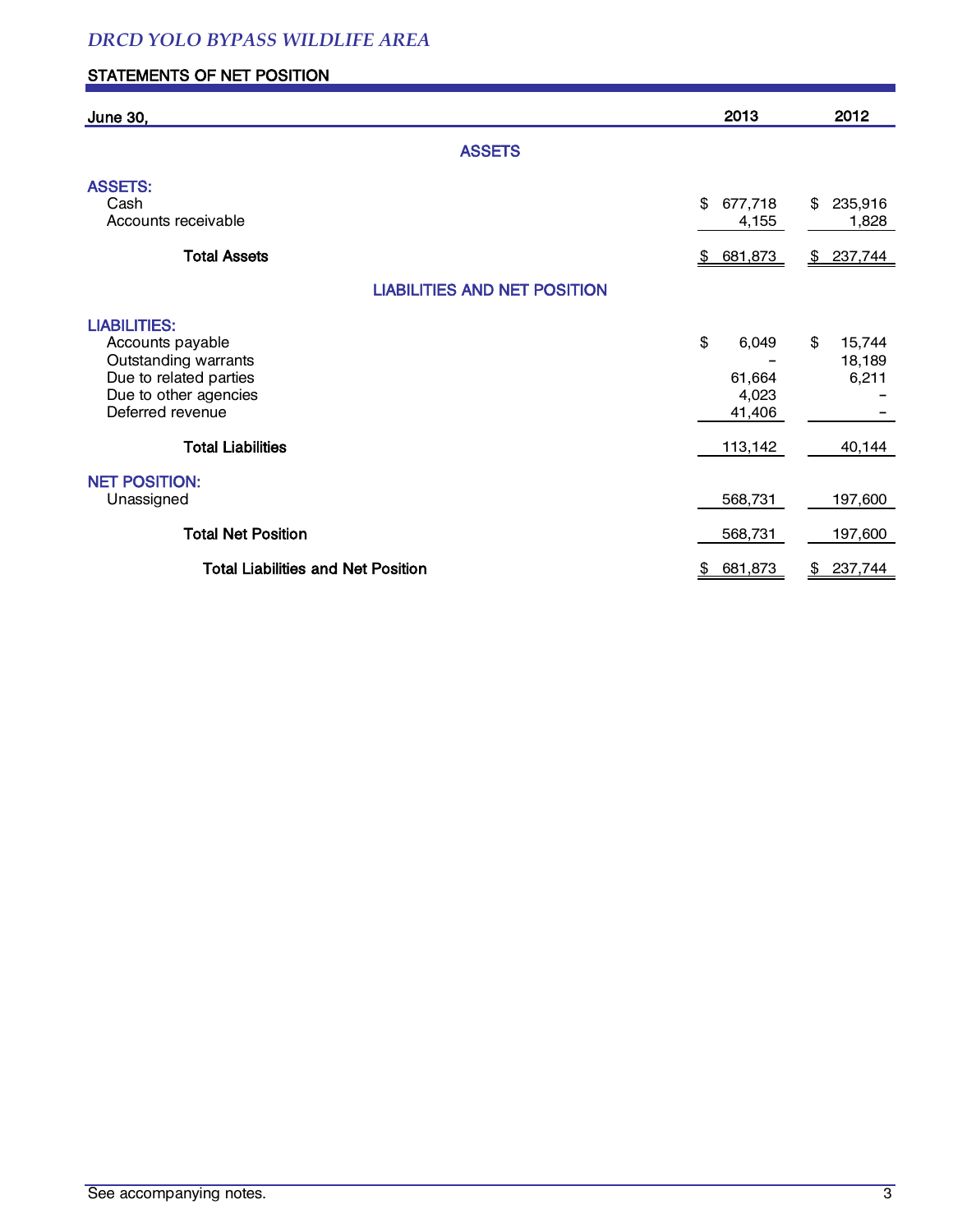*DRCD YOLO BYPASS WILDLIFE AREA*

## STATEMENTS OF NET POSITION

| June 30, | 2013 | 2012 |
|---|---|---|
| **ASSETS** | | |
| **ASSETS:** | | |
| Cash | $ 677,718 | $ 235,916 |
| Accounts receivable | 4,155 | 1,828 |
| **Total Assets** | $ 681,873 | $ 237,744 |
| **LIABILITIES AND NET POSITION** | | |
| **LIABILITIES:** | | |
| Accounts payable | $ 6,049 | $ 15,744 |
| Outstanding warrants | – | 18,189 |
| Due to related parties | 61,664 | 6,211 |
| Due to other agencies | 4,023 | – |
| Deferred revenue | 41,406 | – |
| **Total Liabilities** | 113,142 | 40,144 |
| **NET POSITION:** | | |
| Unassigned | 568,731 | 197,600 |
| **Total Net Position** | 568,731 | 197,600 |
| **Total Liabilities and Net Position** | $ 681,873 | $ 237,744 |

See accompanying notes.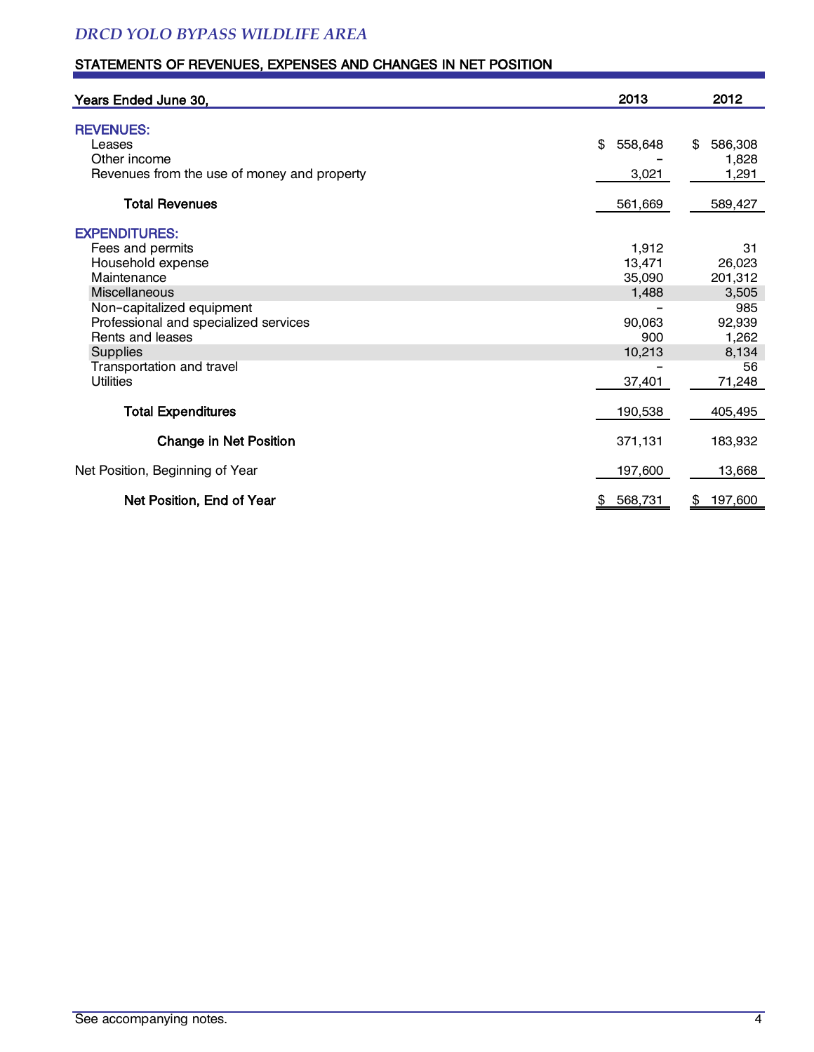*DRCD YOLO BYPASS WILDLIFE AREA*

## STATEMENTS OF REVENUES, EXPENSES AND CHANGES IN NET POSITION

| Years Ended June 30, | 2013 | 2012 |
|---|---|---|
| **REVENUES:** | | |
| Leases | $ 558,648 | $ 586,308 |
| Other income | – | 1,828 |
| Revenues from the use of money and property | 3,021 | 1,291 |
| **Total Revenues** | 561,669 | 589,427 |
| **EXPENDITURES:** | | |
| Fees and permits | 1,912 | 31 |
| Household expense | 13,471 | 26,023 |
| Maintenance | 35,090 | 201,312 |
| Miscellaneous | 1,488 | 3,505 |
| Non-capitalized equipment | – | 985 |
| Professional and specialized services | 90,063 | 92,939 |
| Rents and leases | 900 | 1,262 |
| Supplies | 10,213 | 8,134 |
| Transportation and travel | – | 56 |
| Utilities | 37,401 | 71,248 |
| **Total Expenditures** | 190,538 | 405,495 |
| **Change in Net Position** | 371,131 | 183,932 |
| Net Position, Beginning of Year | 197,600 | 13,668 |
| **Net Position, End of Year** | $ 568,731 | $ 197,600 |

See accompanying notes.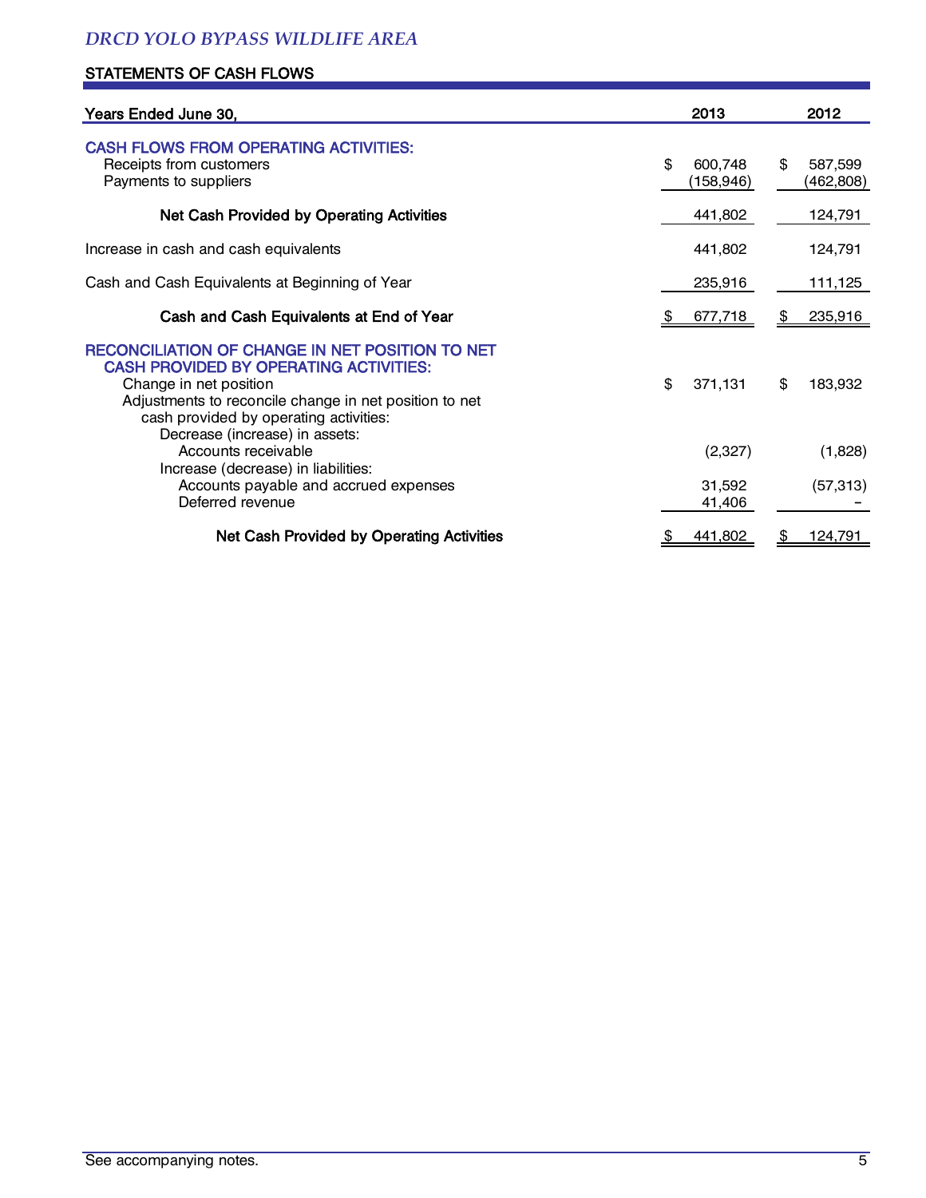*DRCD YOLO BYPASS WILDLIFE AREA*

## STATEMENTS OF CASH FLOWS

| Years Ended June 30, | 2013 | 2012 |
|---|---|---|
| **CASH FLOWS FROM OPERATING ACTIVITIES:** | | |
| Receipts from customers | $ 600,748 | $ 587,599 |
| Payments to suppliers | (158,946) | (462,808) |
| **Net Cash Provided by Operating Activities** | 441,802 | 124,791 |
| Increase in cash and cash equivalents | 441,802 | 124,791 |
| Cash and Cash Equivalents at Beginning of Year | 235,916 | 111,125 |
| **Cash and Cash Equivalents at End of Year** | $ 677,718 | $ 235,916 |
| **RECONCILIATION OF CHANGE IN NET POSITION TO NET CASH PROVIDED BY OPERATING ACTIVITIES:** | | |
| Change in net position | $ 371,131 | $ 183,932 |
| Adjustments to reconcile change in net position to net cash provided by operating activities: | | |
| Decrease (increase) in assets: | | |
| Accounts receivable | (2,327) | (1,828) |
| Increase (decrease) in liabilities: | | |
| Accounts payable and accrued expenses | 31,592 | (57,313) |
| Deferred revenue | 41,406 | – |
| **Net Cash Provided by Operating Activities** | $ 441,802 | $ 124,791 |

See accompanying notes.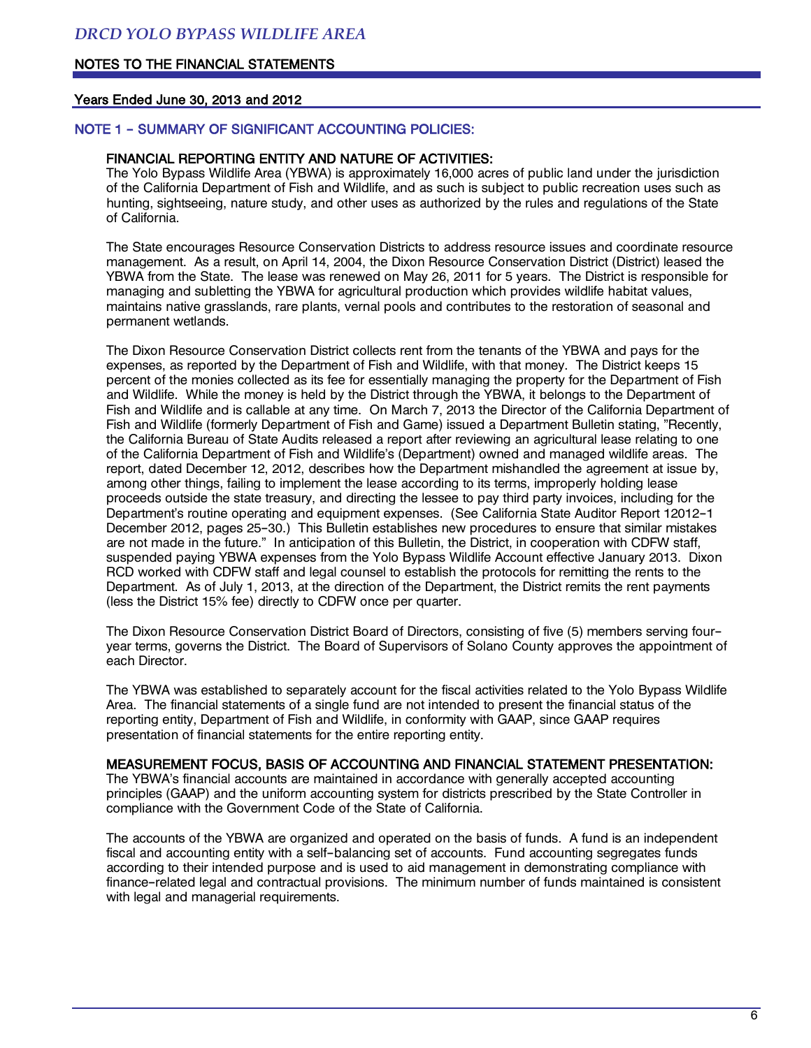# DRCD YOLO BYPASS WILDLIFE AREA

## NOTES TO THE FINANCIAL STATEMENTS

### Years Ended June 30, 2013 and 2012

## NOTE 1 – SUMMARY OF SIGNIFICANT ACCOUNTING POLICIES:

### FINANCIAL REPORTING ENTITY AND NATURE OF ACTIVITIES:

The Yolo Bypass Wildlife Area (YBWA) is approximately 16,000 acres of public land under the jurisdiction of the California Department of Fish and Wildlife, and as such is subject to public recreation uses such as hunting, sightseeing, nature study, and other uses as authorized by the rules and regulations of the State of California.

The State encourages Resource Conservation Districts to address resource issues and coordinate resource management. As a result, on April 14, 2004, the Dixon Resource Conservation District (District) leased the YBWA from the State. The lease was renewed on May 26, 2011 for 5 years. The District is responsible for managing and subletting the YBWA for agricultural production which provides wildlife habitat values, maintains native grasslands, rare plants, vernal pools and contributes to the restoration of seasonal and permanent wetlands.

The Dixon Resource Conservation District collects rent from the tenants of the YBWA and pays for the expenses, as reported by the Department of Fish and Wildlife, with that money. The District keeps 15 percent of the monies collected as its fee for essentially managing the property for the Department of Fish and Wildlife. While the money is held by the District through the YBWA, it belongs to the Department of Fish and Wildlife and is callable at any time. On March 7, 2013 the Director of the California Department of Fish and Wildlife (formerly Department of Fish and Game) issued a Department Bulletin stating, "Recently, the California Bureau of State Audits released a report after reviewing an agricultural lease relating to one of the California Department of Fish and Wildlife's (Department) owned and managed wildlife areas. The report, dated December 12, 2012, describes how the Department mishandled the agreement at issue by, among other things, failing to implement the lease according to its terms, improperly holding lease proceeds outside the state treasury, and directing the lessee to pay third party invoices, including for the Department's routine operating and equipment expenses. (See California State Auditor Report 12012-1 December 2012, pages 25-30.) This Bulletin establishes new procedures to ensure that similar mistakes are not made in the future." In anticipation of this Bulletin, the District, in cooperation with CDFW staff, suspended paying YBWA expenses from the Yolo Bypass Wildlife Account effective January 2013. Dixon RCD worked with CDFW staff and legal counsel to establish the protocols for remitting the rents to the Department. As of July 1, 2013, at the direction of the Department, the District remits the rent payments (less the District 15% fee) directly to CDFW once per quarter.

The Dixon Resource Conservation District Board of Directors, consisting of five (5) members serving four-year terms, governs the District. The Board of Supervisors of Solano County approves the appointment of each Director.

The YBWA was established to separately account for the fiscal activities related to the Yolo Bypass Wildlife Area. The financial statements of a single fund are not intended to present the financial status of the reporting entity, Department of Fish and Wildlife, in conformity with GAAP, since GAAP requires presentation of financial statements for the entire reporting entity.

### MEASUREMENT FOCUS, BASIS OF ACCOUNTING AND FINANCIAL STATEMENT PRESENTATION:

The YBWA's financial accounts are maintained in accordance with generally accepted accounting principles (GAAP) and the uniform accounting system for districts prescribed by the State Controller in compliance with the Government Code of the State of California.

The accounts of the YBWA are organized and operated on the basis of funds. A fund is an independent fiscal and accounting entity with a self-balancing set of accounts. Fund accounting segregates funds according to their intended purpose and is used to aid management in demonstrating compliance with finance-related legal and contractual provisions. The minimum number of funds maintained is consistent with legal and managerial requirements.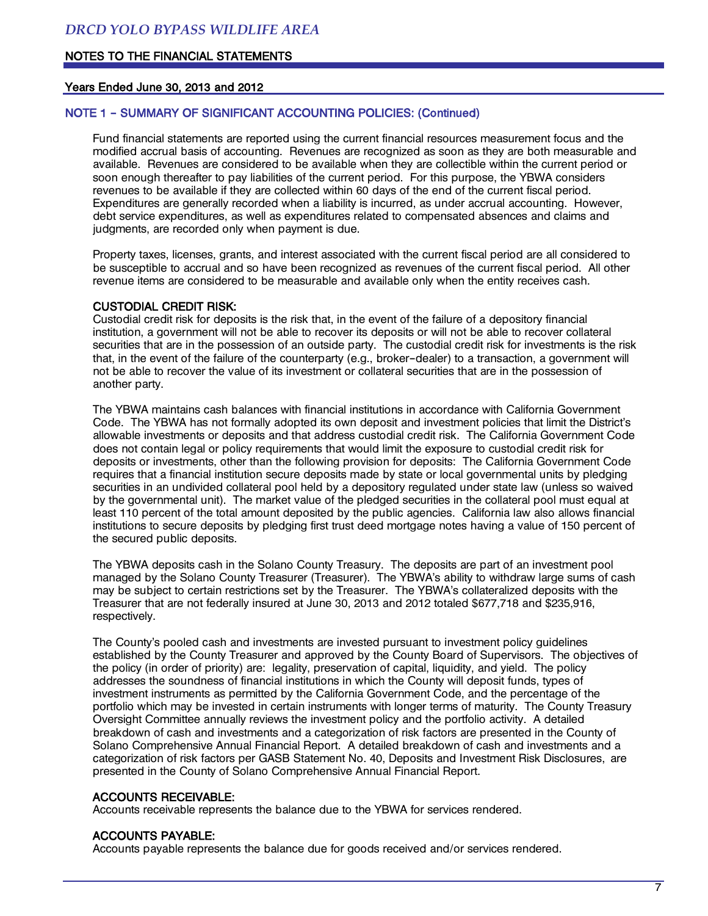## NOTE 1 – SUMMARY OF SIGNIFICANT ACCOUNTING POLICIES: (Continued)

Fund financial statements are reported using the current financial resources measurement focus and the modified accrual basis of accounting. Revenues are recognized as soon as they are both measurable and available. Revenues are considered to be available when they are collectible within the current period or soon enough thereafter to pay liabilities of the current period. For this purpose, the YBWA considers revenues to be available if they are collected within 60 days of the end of the current fiscal period. Expenditures are generally recorded when a liability is incurred, as under accrual accounting. However, debt service expenditures, as well as expenditures related to compensated absences and claims and judgments, are recorded only when payment is due.

Property taxes, licenses, grants, and interest associated with the current fiscal period are all considered to be susceptible to accrual and so have been recognized as revenues of the current fiscal period. All other revenue items are considered to be measurable and available only when the entity receives cash.

### CUSTODIAL CREDIT RISK:

Custodial credit risk for deposits is the risk that, in the event of the failure of a depository financial institution, a government will not be able to recover its deposits or will not be able to recover collateral securities that are in the possession of an outside party. The custodial credit risk for investments is the risk that, in the event of the failure of the counterparty (e.g., broker-dealer) to a transaction, a government will not be able to recover the value of its investment or collateral securities that are in the possession of another party.

The YBWA maintains cash balances with financial institutions in accordance with California Government Code. The YBWA has not formally adopted its own deposit and investment policies that limit the District's allowable investments or deposits and that address custodial credit risk. The California Government Code does not contain legal or policy requirements that would limit the exposure to custodial credit risk for deposits or investments, other than the following provision for deposits: The California Government Code requires that a financial institution secure deposits made by state or local governmental units by pledging securities in an undivided collateral pool held by a depository regulated under state law (unless so waived by the governmental unit). The market value of the pledged securities in the collateral pool must equal at least 110 percent of the total amount deposited by the public agencies. California law also allows financial institutions to secure deposits by pledging first trust deed mortgage notes having a value of 150 percent of the secured public deposits.

The YBWA deposits cash in the Solano County Treasury. The deposits are part of an investment pool managed by the Solano County Treasurer (Treasurer). The YBWA's ability to withdraw large sums of cash may be subject to certain restrictions set by the Treasurer. The YBWA's collateralized deposits with the Treasurer that are not federally insured at June 30, 2013 and 2012 totaled $677,718 and $235,916, respectively.

The County's pooled cash and investments are invested pursuant to investment policy guidelines established by the County Treasurer and approved by the County Board of Supervisors. The objectives of the policy (in order of priority) are: legality, preservation of capital, liquidity, and yield. The policy addresses the soundness of financial institutions in which the County will deposit funds, types of investment instruments as permitted by the California Government Code, and the percentage of the portfolio which may be invested in certain instruments with longer terms of maturity. The County Treasury Oversight Committee annually reviews the investment policy and the portfolio activity. A detailed breakdown of cash and investments and a categorization of risk factors are presented in the County of Solano Comprehensive Annual Financial Report. A detailed breakdown of cash and investments and a categorization of risk factors per GASB Statement No. 40, Deposits and Investment Risk Disclosures, are presented in the County of Solano Comprehensive Annual Financial Report.

### ACCOUNTS RECEIVABLE:

Accounts receivable represents the balance due to the YBWA for services rendered.

### ACCOUNTS PAYABLE:

Accounts payable represents the balance due for goods received and/or services rendered.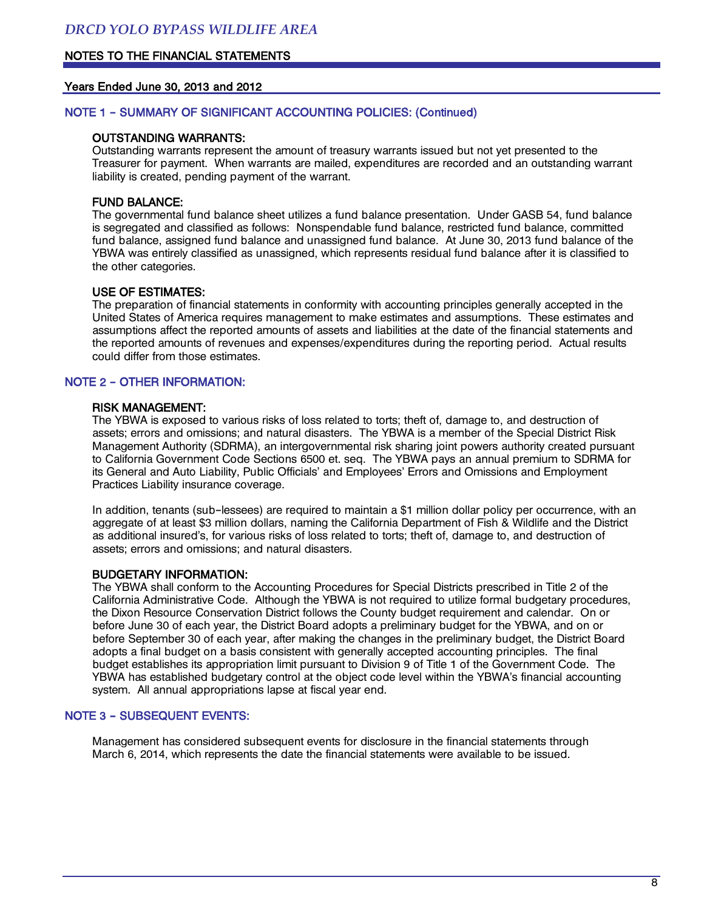## NOTE 1 – SUMMARY OF SIGNIFICANT ACCOUNTING POLICIES: (Continued)

### OUTSTANDING WARRANTS:

Outstanding warrants represent the amount of treasury warrants issued but not yet presented to the Treasurer for payment. When warrants are mailed, expenditures are recorded and an outstanding warrant liability is created, pending payment of the warrant.

### FUND BALANCE:

The governmental fund balance sheet utilizes a fund balance presentation. Under GASB 54, fund balance is segregated and classified as follows: Nonspendable fund balance, restricted fund balance, committed fund balance, assigned fund balance and unassigned fund balance. At June 30, 2013 fund balance of the YBWA was entirely classified as unassigned, which represents residual fund balance after it is classified to the other categories.

### USE OF ESTIMATES:

The preparation of financial statements in conformity with accounting principles generally accepted in the United States of America requires management to make estimates and assumptions. These estimates and assumptions affect the reported amounts of assets and liabilities at the date of the financial statements and the reported amounts of revenues and expenses/expenditures during the reporting period. Actual results could differ from those estimates.

## NOTE 2 – OTHER INFORMATION:

### RISK MANAGEMENT:

The YBWA is exposed to various risks of loss related to torts; theft of, damage to, and destruction of assets; errors and omissions; and natural disasters. The YBWA is a member of the Special District Risk Management Authority (SDRMA), an intergovernmental risk sharing joint powers authority created pursuant to California Government Code Sections 6500 et. seq. The YBWA pays an annual premium to SDRMA for its General and Auto Liability, Public Officials' and Employees' Errors and Omissions and Employment Practices Liability insurance coverage.

In addition, tenants (sub-lessees) are required to maintain a $1 million dollar policy per occurrence, with an aggregate of at least $3 million dollars, naming the California Department of Fish & Wildlife and the District as additional insured's, for various risks of loss related to torts; theft of, damage to, and destruction of assets; errors and omissions; and natural disasters.

### BUDGETARY INFORMATION:

The YBWA shall conform to the Accounting Procedures for Special Districts prescribed in Title 2 of the California Administrative Code. Although the YBWA is not required to utilize formal budgetary procedures, the Dixon Resource Conservation District follows the County budget requirement and calendar. On or before June 30 of each year, the District Board adopts a preliminary budget for the YBWA, and on or before September 30 of each year, after making the changes in the preliminary budget, the District Board adopts a final budget on a basis consistent with generally accepted accounting principles. The final budget establishes its appropriation limit pursuant to Division 9 of Title 1 of the Government Code. The YBWA has established budgetary control at the object code level within the YBWA's financial accounting system. All annual appropriations lapse at fiscal year end.

## NOTE 3 – SUBSEQUENT EVENTS:

Management has considered subsequent events for disclosure in the financial statements through March 6, 2014, which represents the date the financial statements were available to be issued.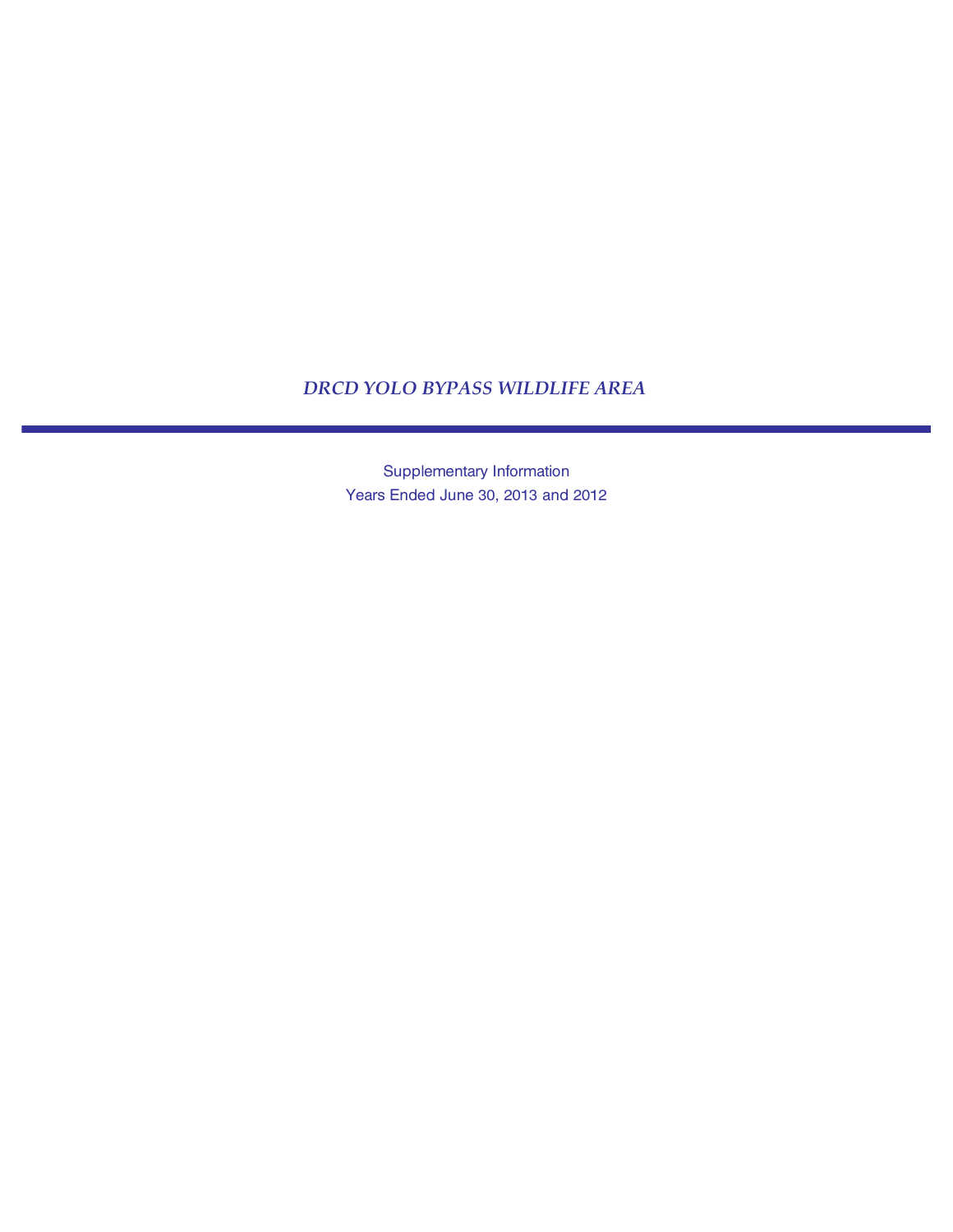# *DRCD YOLO BYPASS WILDLIFE AREA*

Supplementary Information

Years Ended June 30, 2013 and 2012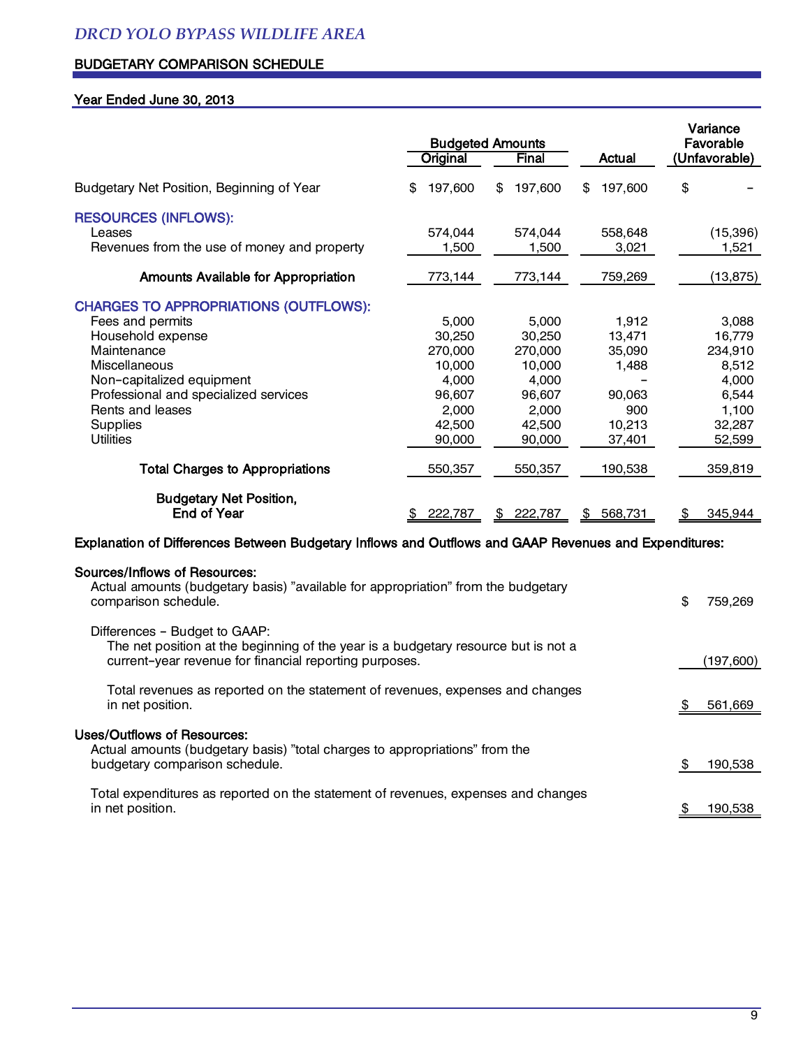# DRCD YOLO BYPASS WILDLIFE AREA

## BUDGETARY COMPARISON SCHEDULE

### Year Ended June 30, 2013

| | Budgeted Amounts | | | Variance Favorable |
|---|---|---|---|---|
| | Original | Final | Actual | (Unfavorable) |
| Budgetary Net Position, Beginning of Year | $ 197,600 | $ 197,600 | $ 197,600 | $ - |
| **RESOURCES (INFLOWS):** | | | | |
| Leases | 574,044 | 574,044 | 558,648 | (15,396) |
| Revenues from the use of money and property | 1,500 | 1,500 | 3,021 | 1,521 |
| **Amounts Available for Appropriation** | 773,144 | 773,144 | 759,269 | (13,875) |
| **CHARGES TO APPROPRIATIONS (OUTFLOWS):** | | | | |
| Fees and permits | 5,000 | 5,000 | 1,912 | 3,088 |
| Household expense | 30,250 | 30,250 | 13,471 | 16,779 |
| Maintenance | 270,000 | 270,000 | 35,090 | 234,910 |
| Miscellaneous | 10,000 | 10,000 | 1,488 | 8,512 |
| Non-capitalized equipment | 4,000 | 4,000 | - | 4,000 |
| Professional and specialized services | 96,607 | 96,607 | 90,063 | 6,544 |
| Rents and leases | 2,000 | 2,000 | 900 | 1,100 |
| Supplies | 42,500 | 42,500 | 10,213 | 32,287 |
| Utilities | 90,000 | 90,000 | 37,401 | 52,599 |
| **Total Charges to Appropriations** | 550,357 | 550,357 | 190,538 | 359,819 |
| **Budgetary Net Position, End of Year** | $ 222,787 | $ 222,787 | $ 568,731 | $ 345,944 |

**Explanation of Differences Between Budgetary Inflows and Outflows and GAAP Revenues and Expenditures:**

**Sources/Inflows of Resources:**

| | |
|---|---|
| Actual amounts (budgetary basis) "available for appropriation" from the budgetary comparison schedule. | $ 759,269 |
| Differences - Budget to GAAP: | |
| The net position at the beginning of the year is a budgetary resource but is not a current-year revenue for financial reporting purposes. | (197,600) |
| Total revenues as reported on the statement of revenues, expenses and changes in net position. | $ 561,669 |

**Uses/Outflows of Resources:**

| | |
|---|---|
| Actual amounts (budgetary basis) "total charges to appropriations" from the budgetary comparison schedule. | $ 190,538 |
| Total expenditures as reported on the statement of revenues, expenses and changes in net position. | $ 190,538 |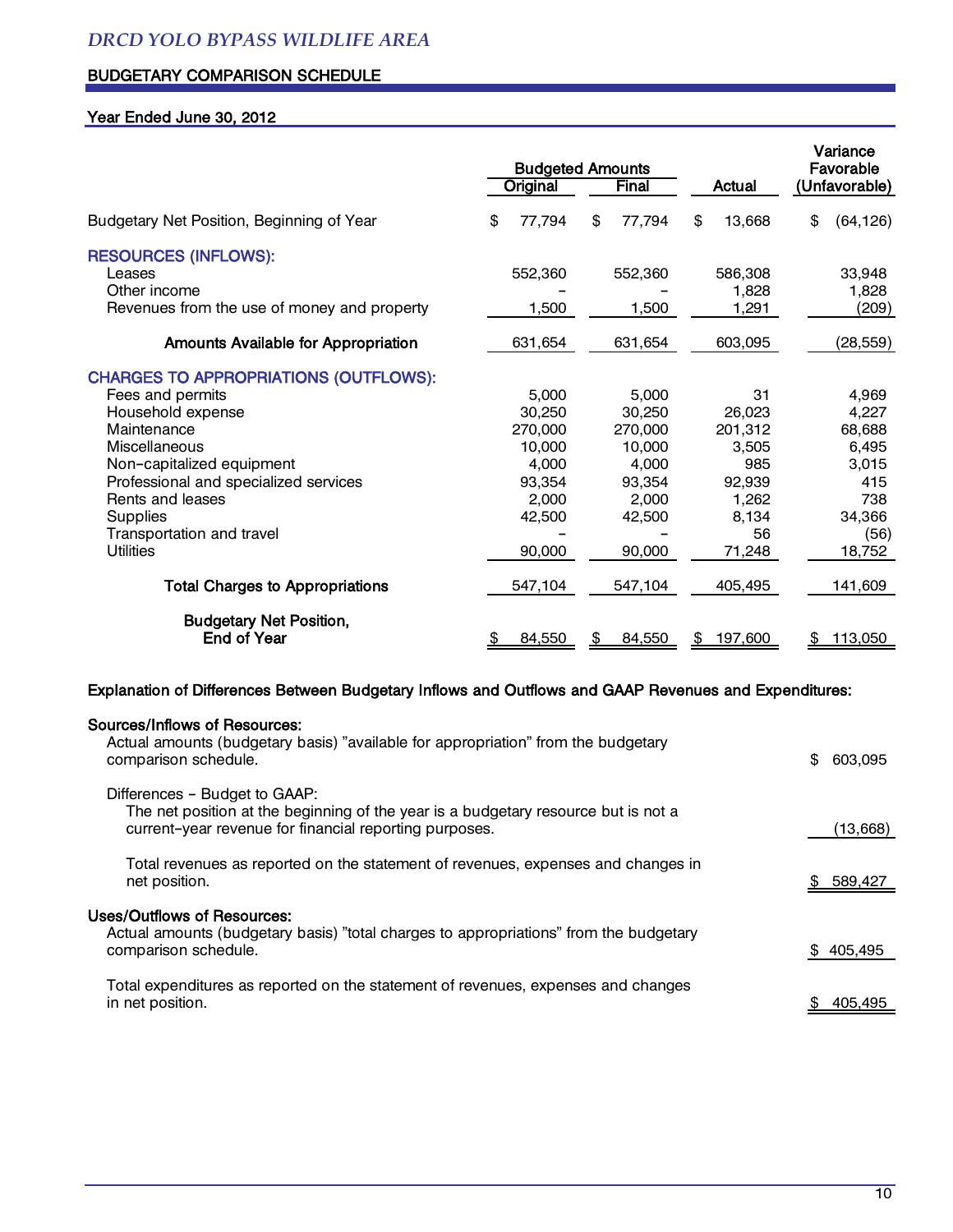*DRCD YOLO BYPASS WILDLIFE AREA*

## BUDGETARY COMPARISON SCHEDULE

### Year Ended June 30, 2012

| | Budgeted Amounts | | | Variance Favorable |
|---|---|---|---|---|
| | Original | Final | Actual | (Unfavorable) |
| Budgetary Net Position, Beginning of Year | $ 77,794 | $ 77,794 | $ 13,668 | $ (64,126) |
| **RESOURCES (INFLOWS):** | | | | |
| Leases | 552,360 | 552,360 | 586,308 | 33,948 |
| Other income | – | – | 1,828 | 1,828 |
| Revenues from the use of money and property | 1,500 | 1,500 | 1,291 | (209) |
| **Amounts Available for Appropriation** | 631,654 | 631,654 | 603,095 | (28,559) |
| **CHARGES TO APPROPRIATIONS (OUTFLOWS):** | | | | |
| Fees and permits | 5,000 | 5,000 | 31 | 4,969 |
| Household expense | 30,250 | 30,250 | 26,023 | 4,227 |
| Maintenance | 270,000 | 270,000 | 201,312 | 68,688 |
| Miscellaneous | 10,000 | 10,000 | 3,505 | 6,495 |
| Non-capitalized equipment | 4,000 | 4,000 | 985 | 3,015 |
| Professional and specialized services | 93,354 | 93,354 | 92,939 | 415 |
| Rents and leases | 2,000 | 2,000 | 1,262 | 738 |
| Supplies | 42,500 | 42,500 | 8,134 | 34,366 |
| Transportation and travel | – | – | 56 | (56) |
| Utilities | 90,000 | 90,000 | 71,248 | 18,752 |
| **Total Charges to Appropriations** | 547,104 | 547,104 | 405,495 | 141,609 |
| **Budgetary Net Position, End of Year** | $ 84,550 | $ 84,550 | $ 197,600 | $ 113,050 |

**Explanation of Differences Between Budgetary Inflows and Outflows and GAAP Revenues and Expenditures:**

**Sources/Inflows of Resources:**

| | |
|---|---|
| Actual amounts (budgetary basis) "available for appropriation" from the budgetary comparison schedule. | $ 603,095 |
| Differences – Budget to GAAP: The net position at the beginning of the year is a budgetary resource but is not a current-year revenue for financial reporting purposes. | (13,668) |
| Total revenues as reported on the statement of revenues, expenses and changes in net position. | $ 589,427 |

**Uses/Outflows of Resources:**

| | |
|---|---|
| Actual amounts (budgetary basis) "total charges to appropriations" from the budgetary comparison schedule. | $ 405,495 |
| Total expenditures as reported on the statement of revenues, expenses and changes in net position. | $ 405,495 |